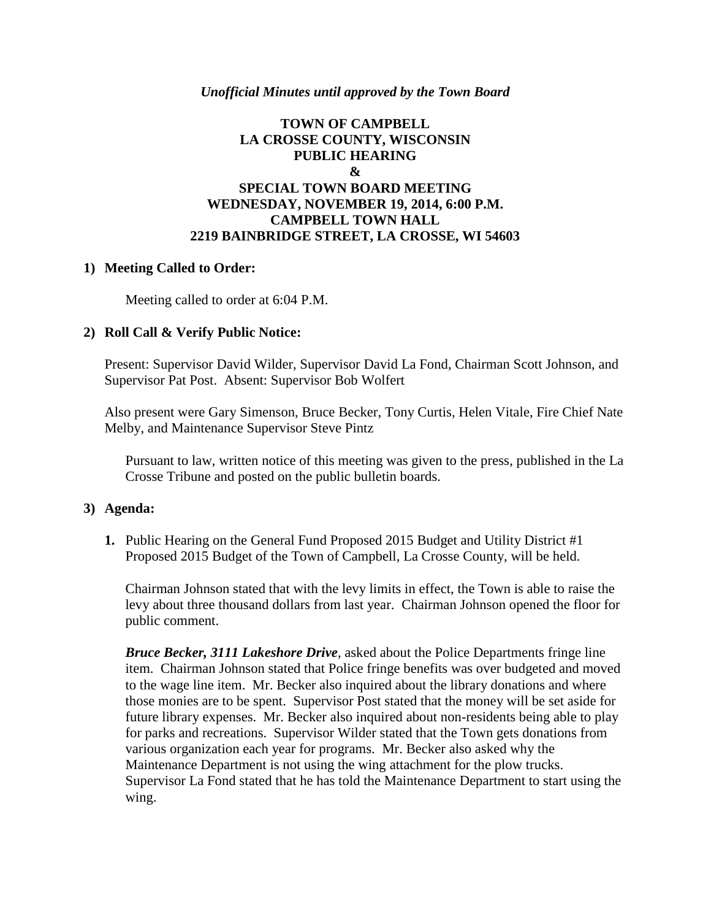*Unofficial Minutes until approved by the Town Board*

**TOWN OF CAMPBELL**
**LA CROSSE COUNTY, WISCONSIN**
**PUBLIC HEARING**
**&**
**SPECIAL TOWN BOARD MEETING**
**WEDNESDAY, NOVEMBER 19, 2014, 6:00 P.M.**
**CAMPBELL TOWN HALL**
**2219 BAINBRIDGE STREET, LA CROSSE, WI 54603**

**1) Meeting Called to Order:**

Meeting called to order at 6:04 P.M.

**2) Roll Call & Verify Public Notice:**

Present: Supervisor David Wilder, Supervisor David La Fond, Chairman Scott Johnson, and Supervisor Pat Post. Absent: Supervisor Bob Wolfert

Also present were Gary Simenson, Bruce Becker, Tony Curtis, Helen Vitale, Fire Chief Nate Melby, and Maintenance Supervisor Steve Pintz

Pursuant to law, written notice of this meeting was given to the press, published in the La Crosse Tribune and posted on the public bulletin boards.

**3) Agenda:**

**1.** Public Hearing on the General Fund Proposed 2015 Budget and Utility District #1 Proposed 2015 Budget of the Town of Campbell, La Crosse County, will be held.

Chairman Johnson stated that with the levy limits in effect, the Town is able to raise the levy about three thousand dollars from last year. Chairman Johnson opened the floor for public comment.

***Bruce Becker, 3111 Lakeshore Drive***, asked about the Police Departments fringe line item. Chairman Johnson stated that Police fringe benefits was over budgeted and moved to the wage line item. Mr. Becker also inquired about the library donations and where those monies are to be spent. Supervisor Post stated that the money will be set aside for future library expenses. Mr. Becker also inquired about non-residents being able to play for parks and recreations. Supervisor Wilder stated that the Town gets donations from various organization each year for programs. Mr. Becker also asked why the Maintenance Department is not using the wing attachment for the plow trucks. Supervisor La Fond stated that he has told the Maintenance Department to start using the wing.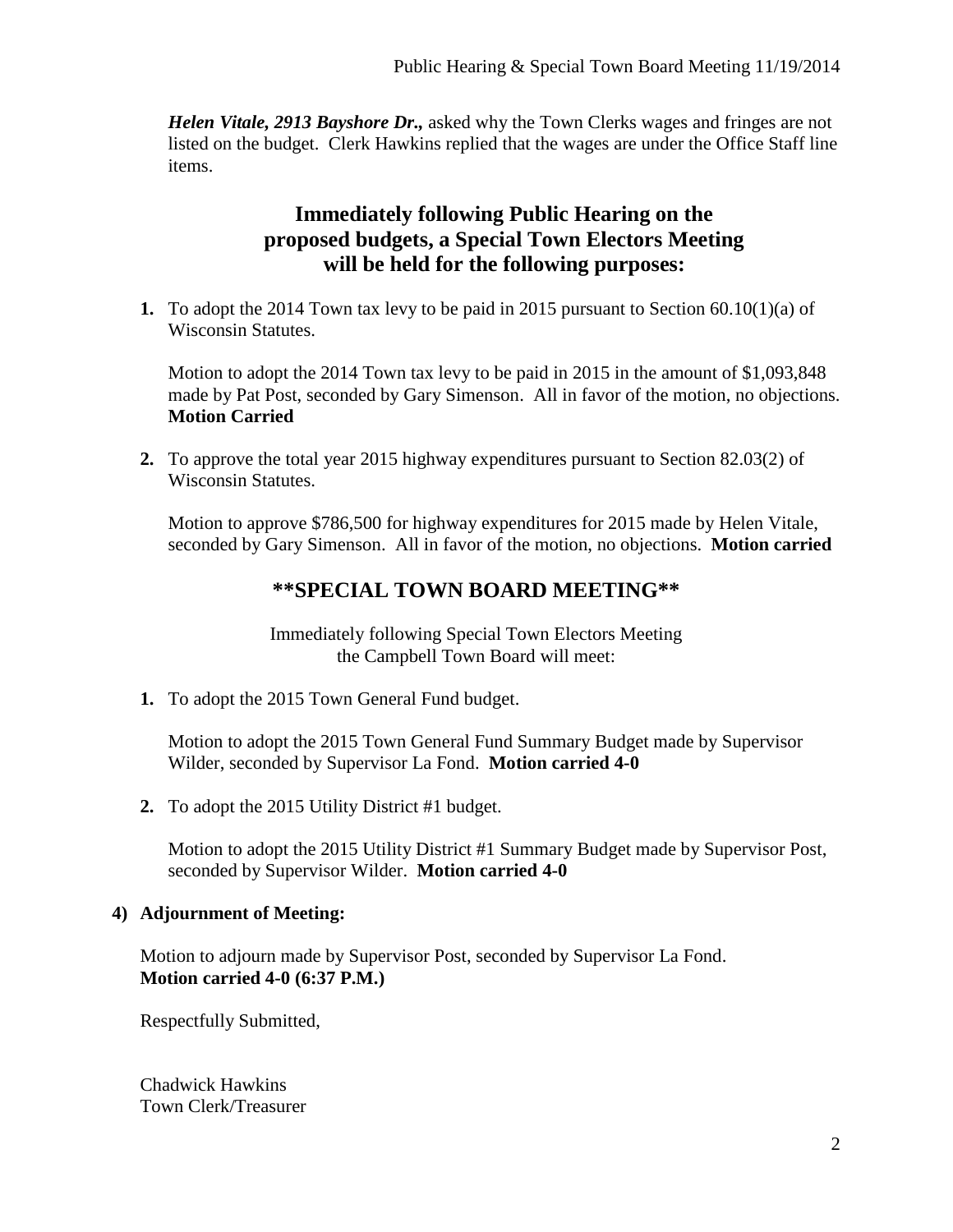***Helen Vitale, 2913 Bayshore Dr.,*** asked why the Town Clerks wages and fringes are not listed on the budget. Clerk Hawkins replied that the wages are under the Office Staff line items.

## Immediately following Public Hearing on the proposed budgets, a Special Town Electors Meeting will be held for the following purposes:

**1.** To adopt the 2014 Town tax levy to be paid in 2015 pursuant to Section 60.10(1)(a) of Wisconsin Statutes.

Motion to adopt the 2014 Town tax levy to be paid in 2015 in the amount of $1,093,848 made by Pat Post, seconded by Gary Simenson. All in favor of the motion, no objections. **Motion Carried**

**2.** To approve the total year 2015 highway expenditures pursuant to Section 82.03(2) of Wisconsin Statutes.

Motion to approve $786,500 for highway expenditures for 2015 made by Helen Vitale, seconded by Gary Simenson. All in favor of the motion, no objections. **Motion carried**

## **SPECIAL TOWN BOARD MEETING**

Immediately following Special Town Electors Meeting the Campbell Town Board will meet:

**1.** To adopt the 2015 Town General Fund budget.

Motion to adopt the 2015 Town General Fund Summary Budget made by Supervisor Wilder, seconded by Supervisor La Fond. **Motion carried 4-0**

**2.** To adopt the 2015 Utility District #1 budget.

Motion to adopt the 2015 Utility District #1 Summary Budget made by Supervisor Post, seconded by Supervisor Wilder. **Motion carried 4-0**

**4) Adjournment of Meeting:**

Motion to adjourn made by Supervisor Post, seconded by Supervisor La Fond.
**Motion carried 4-0 (6:37 P.M.)**

Respectfully Submitted,

Chadwick Hawkins
Town Clerk/Treasurer